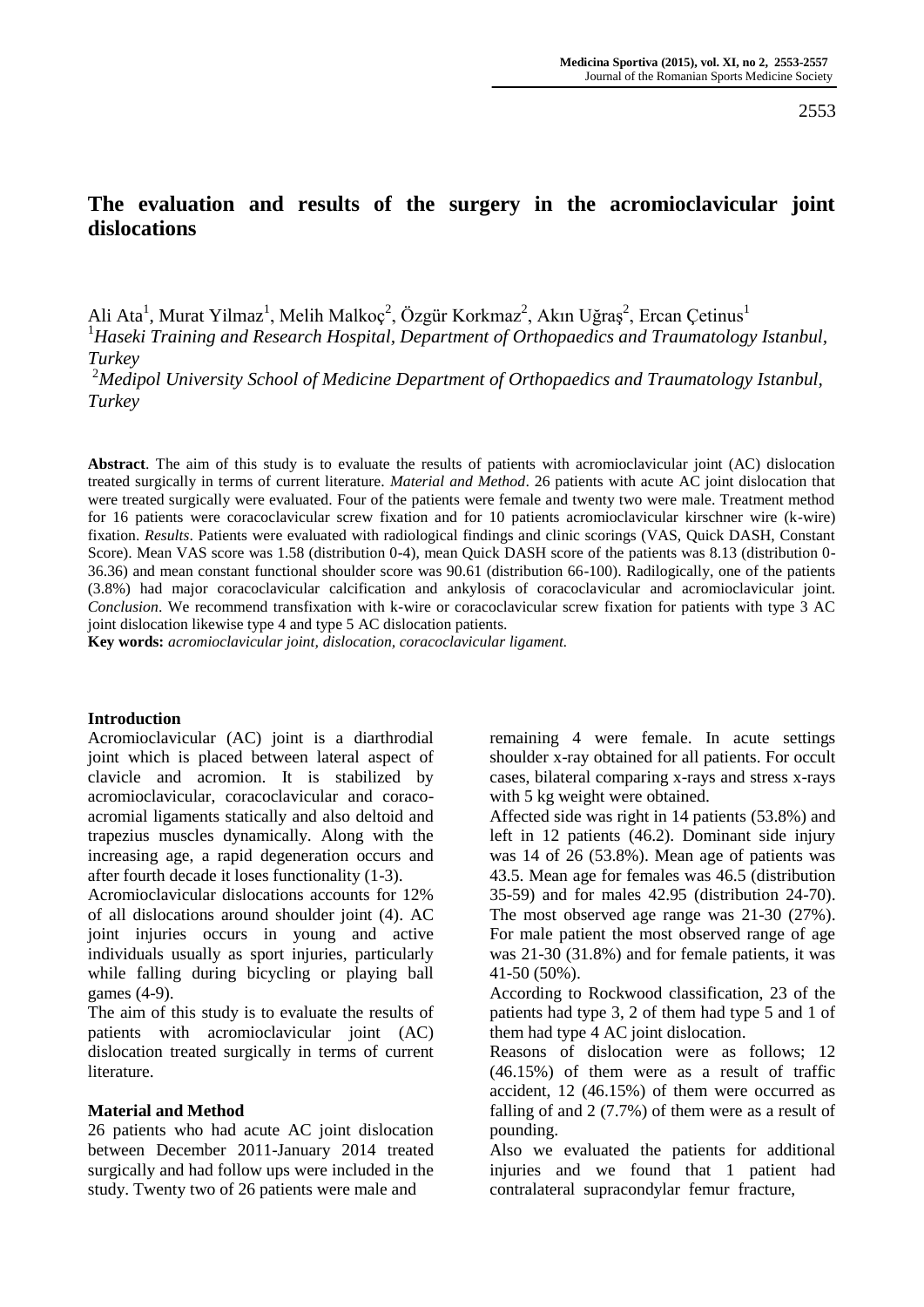# The evaluation and results of the surgery in the acromioclavicular joint dislocations

Ali Ata[1], Murat Yilmaz[1], Melih Malkoç[2], Özgür Korkmaz[2], Akın Uğraş[2], Ercan Çetinus[1]

[1]*Haseki Training and Research Hospital, Department of Orthopaedics and Traumatology Istanbul, Turkey*

[2]*Medipol University School of Medicine Department of Orthopaedics and Traumatology Istanbul, Turkey*

**Abstract**. The aim of this study is to evaluate the results of patients with acromioclavicular joint (AC) dislocation treated surgically in terms of current literature. *Material and Method*. 26 patients with acute AC joint dislocation that were treated surgically were evaluated. Four of the patients were female and twenty two were male. Treatment method for 16 patients were coracoclavicular screw fixation and for 10 patients acromioclavicular kirschner wire (k-wire) fixation. *Results*. Patients were evaluated with radiological findings and clinic scorings (VAS, Quick DASH, Constant Score). Mean VAS score was 1.58 (distribution 0-4), mean Quick DASH score of the patients was 8.13 (distribution 0-36.36) and mean constant functional shoulder score was 90.61 (distribution 66-100). Radilogically, one of the patients (3.8%) had major coracoclavicular calcification and ankylosis of coracoclavicular and acromioclavicular joint. *Conclusion*. We recommend transfixation with k-wire or coracoclavicular screw fixation for patients with type 3 AC joint dislocation likewise type 4 and type 5 AC dislocation patients.

**Key words:** *acromioclavicular joint, dislocation, coracoclavicular ligament.*

## Introduction

Acromioclavicular (AC) joint is a diarthrodial joint which is placed between lateral aspect of clavicle and acromion. It is stabilized by acromioclavicular, coracoclavicular and coraco-acromial ligaments statically and also deltoid and trapezius muscles dynamically. Along with the increasing age, a rapid degeneration occurs and after fourth decade it loses functionality (1-3).

Acromioclavicular dislocations accounts for 12% of all dislocations around shoulder joint (4). AC joint injuries occurs in young and active individuals usually as sport injuries, particularly while falling during bicycling or playing ball games (4-9).

The aim of this study is to evaluate the results of patients with acromioclavicular joint (AC) dislocation treated surgically in terms of current literature.

## Material and Method

26 patients who had acute AC joint dislocation between December 2011-January 2014 treated surgically and had follow ups were included in the study. Twenty two of 26 patients were male and remaining 4 were female. In acute settings shoulder x-ray obtained for all patients. For occult cases, bilateral comparing x-rays and stress x-rays with 5 kg weight were obtained.

Affected side was right in 14 patients (53.8%) and left in 12 patients (46.2). Dominant side injury was 14 of 26 (53.8%). Mean age of patients was 43.5. Mean age for females was 46.5 (distribution 35-59) and for males 42.95 (distribution 24-70). The most observed age range was 21-30 (27%). For male patient the most observed range of age was 21-30 (31.8%) and for female patients, it was 41-50 (50%).

According to Rockwood classification, 23 of the patients had type 3, 2 of them had type 5 and 1 of them had type 4 AC joint dislocation.

Reasons of dislocation were as follows; 12 (46.15%) of them were as a result of traffic accident, 12 (46.15%) of them were occurred as falling of and 2 (7.7%) of them were as a result of pounding.

Also we evaluated the patients for additional injuries and we found that 1 patient had contralateral supracondylar femur fracture,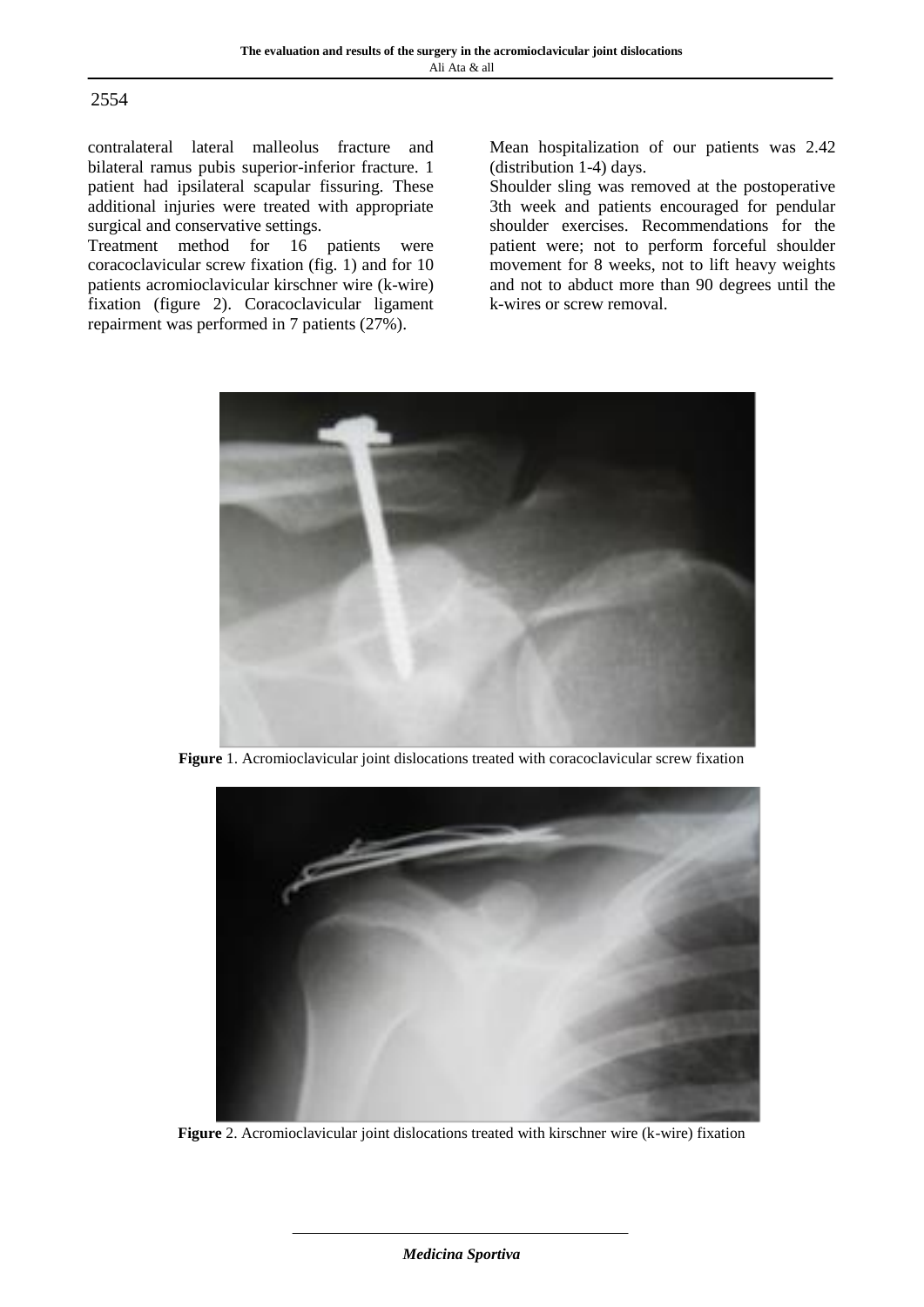contralateral lateral malleolus fracture and bilateral ramus pubis superior-inferior fracture. 1 patient had ipsilateral scapular fissuring. These additional injuries were treated with appropriate surgical and conservative settings.

Treatment method for 16 patients were coracoclavicular screw fixation (fig. 1) and for 10 patients acromioclavicular kirschner wire (k-wire) fixation (figure 2). Coracoclavicular ligament repairment was performed in 7 patients (27%).

Mean hospitalization of our patients was 2.42 (distribution 1-4) days.

Shoulder sling was removed at the postoperative 3th week and patients encouraged for pendular shoulder exercises. Recommendations for the patient were; not to perform forceful shoulder movement for 8 weeks, not to lift heavy weights and not to abduct more than 90 degrees until the k-wires or screw removal.

**Figure** 1. Acromioclavicular joint dislocations treated with coracoclavicular screw fixation

**Figure** 2. Acromioclavicular joint dislocations treated with kirschner wire (k-wire) fixation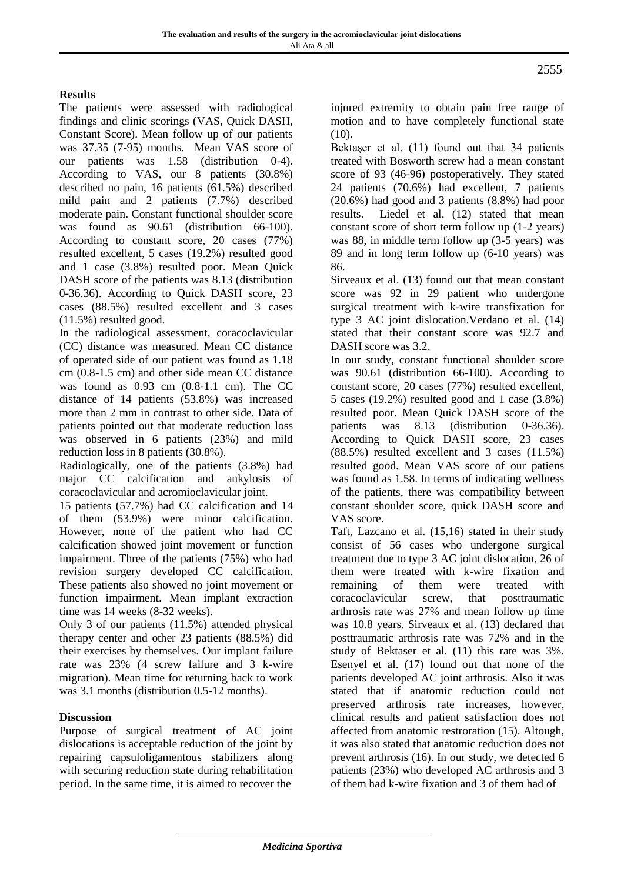## Results

The patients were assessed with radiological findings and clinic scorings (VAS, Quick DASH, Constant Score). Mean follow up of our patients was 37.35 (7-95) months. Mean VAS score of our patients was 1.58 (distribution 0-4). According to VAS, our 8 patients (30.8%) described no pain, 16 patients (61.5%) described mild pain and 2 patients (7.7%) described moderate pain. Constant functional shoulder score was found as 90.61 (distribution 66-100). According to constant score, 20 cases (77%) resulted excellent, 5 cases (19.2%) resulted good and 1 case (3.8%) resulted poor. Mean Quick DASH score of the patients was 8.13 (distribution 0-36.36). According to Quick DASH score, 23 cases (88.5%) resulted excellent and 3 cases (11.5%) resulted good.

In the radiological assessment, coracoclavicular (CC) distance was measured. Mean CC distance of operated side of our patient was found as 1.18 cm (0.8-1.5 cm) and other side mean CC distance was found as 0.93 cm (0.8-1.1 cm). The CC distance of 14 patients (53.8%) was increased more than 2 mm in contrast to other side. Data of patients pointed out that moderate reduction loss was observed in 6 patients (23%) and mild reduction loss in 8 patients (30.8%).

Radiologically, one of the patients (3.8%) had major CC calcification and ankylosis of coracoclavicular and acromioclavicular joint.

15 patients (57.7%) had CC calcification and 14 of them (53.9%) were minor calcification. However, none of the patient who had CC calcification showed joint movement or function impairment. Three of the patients (75%) who had revision surgery developed CC calcification. These patients also showed no joint movement or function impairment. Mean implant extraction time was 14 weeks (8-32 weeks).

Only 3 of our patients (11.5%) attended physical therapy center and other 23 patients (88.5%) did their exercises by themselves. Our implant failure rate was 23% (4 screw failure and 3 k-wire migration). Mean time for returning back to work was 3.1 months (distribution 0.5-12 months).

## Discussion

Purpose of surgical treatment of AC joint dislocations is acceptable reduction of the joint by repairing capsuloligamentous stabilizers along with securing reduction state during rehabilitation period. In the same time, it is aimed to recover the injured extremity to obtain pain free range of motion and to have completely functional state (10).

Bektaşer et al. (11) found out that 34 patients treated with Bosworth screw had a mean constant score of 93 (46-96) postoperatively. They stated 24 patients (70.6%) had excellent, 7 patients (20.6%) had good and 3 patients (8.8%) had poor results. Liedel et al. (12) stated that mean constant score of short term follow up (1-2 years) was 88, in middle term follow up (3-5 years) was 89 and in long term follow up (6-10 years) was 86.

Sirveaux et al. (13) found out that mean constant score was 92 in 29 patient who undergone surgical treatment with k-wire transfixation for type 3 AC joint dislocation.Verdano et al. (14) stated that their constant score was 92.7 and DASH score was 3.2.

In our study, constant functional shoulder score was 90.61 (distribution 66-100). According to constant score, 20 cases (77%) resulted excellent, 5 cases (19.2%) resulted good and 1 case (3.8%) resulted poor. Mean Quick DASH score of the patients was 8.13 (distribution 0-36.36). According to Quick DASH score, 23 cases (88.5%) resulted excellent and 3 cases (11.5%) resulted good. Mean VAS score of our patiens was found as 1.58. In terms of indicating wellness of the patients, there was compatibility between constant shoulder score, quick DASH score and VAS score.

Taft, Lazcano et al. (15,16) stated in their study consist of 56 cases who undergone surgical treatment due to type 3 AC joint dislocation, 26 of them were treated with k-wire fixation and remaining of them were treated with coracoclavicular screw, that posttraumatic arthrosis rate was 27% and mean follow up time was 10.8 years. Sirveaux et al. (13) declared that posttraumatic arthrosis rate was 72% and in the study of Bektaser et al. (11) this rate was 3%. Esenyel et al. (17) found out that none of the patients developed AC joint arthrosis. Also it was stated that if anatomic reduction could not preserved arthrosis rate increases, however, clinical results and patient satisfaction does not affected from anatomic restroration (15). Altough, it was also stated that anatomic reduction does not prevent arthrosis (16). In our study, we detected 6 patients (23%) who developed AC arthrosis and 3 of them had k-wire fixation and 3 of them had of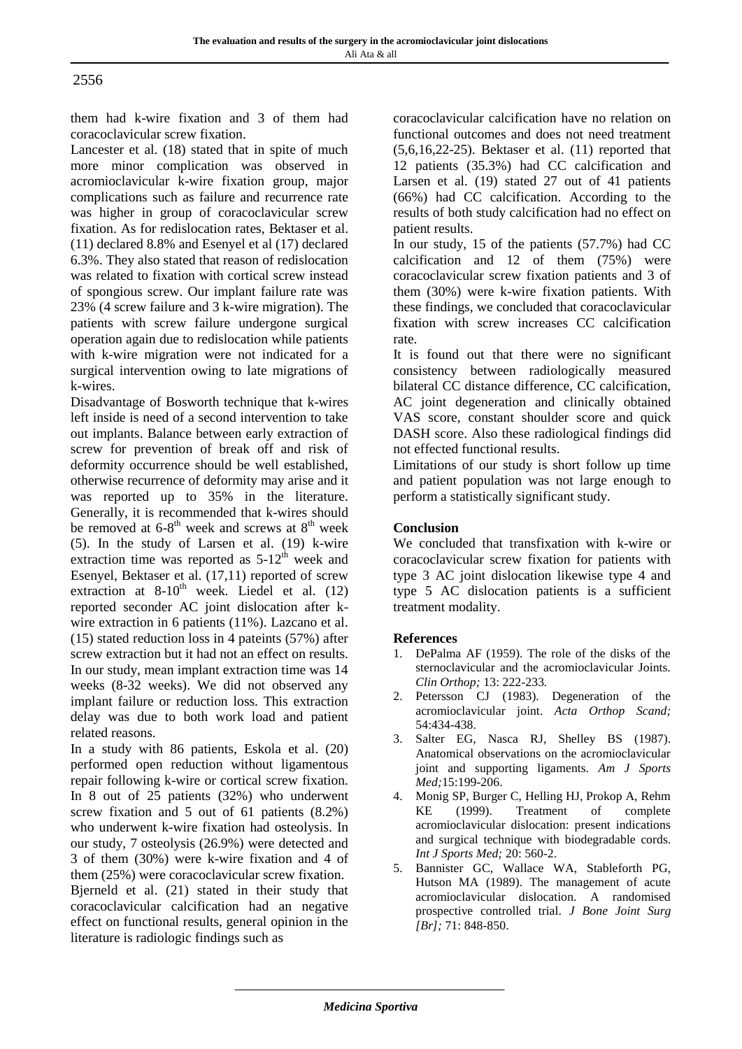them had k-wire fixation and 3 of them had coracoclavicular screw fixation.

Lancester et al. (18) stated that in spite of much more minor complication was observed in acromioclavicular k-wire fixation group, major complications such as failure and recurrence rate was higher in group of coracoclavicular screw fixation. As for redislocation rates, Bektaser et al. (11) declared 8.8% and Esenyel et al (17) declared 6.3%. They also stated that reason of redislocation was related to fixation with cortical screw instead of spongious screw. Our implant failure rate was 23% (4 screw failure and 3 k-wire migration). The patients with screw failure undergone surgical operation again due to redislocation while patients with k-wire migration were not indicated for a surgical intervention owing to late migrations of k-wires.

Disadvantage of Bosworth technique that k-wires left inside is need of a second intervention to take out implants. Balance between early extraction of screw for prevention of break off and risk of deformity occurrence should be well established, otherwise recurrence of deformity may arise and it was reported up to 35% in the literature. Generally, it is recommended that k-wires should be removed at 6-8th week and screws at 8th week (5). In the study of Larsen et al. (19) k-wire extraction time was reported as 5-12th week and Esenyel, Bektaser et al. (17,11) reported of screw extraction at 8-10th week. Liedel et al. (12) reported seconder AC joint dislocation after k-wire extraction in 6 patients (11%). Lazcano et al. (15) stated reduction loss in 4 pateints (57%) after screw extraction but it had not an effect on results. In our study, mean implant extraction time was 14 weeks (8-32 weeks). We did not observed any implant failure or reduction loss. This extraction delay was due to both work load and patient related reasons.

In a study with 86 patients, Eskola et al. (20) performed open reduction without ligamentous repair following k-wire or cortical screw fixation. In 8 out of 25 patients (32%) who underwent screw fixation and 5 out of 61 patients (8.2%) who underwent k-wire fixation had osteolysis. In our study, 7 osteolysis (26.9%) were detected and 3 of them (30%) were k-wire fixation and 4 of them (25%) were coracoclavicular screw fixation.

Bjerneld et al. (21) stated in their study that coracoclavicular calcification had an negative effect on functional results, general opinion in the literature is radiologic findings such as coracoclavicular calcification have no relation on functional outcomes and does not need treatment (5,6,16,22-25). Bektaser et al. (11) reported that 12 patients (35.3%) had CC calcification and Larsen et al. (19) stated 27 out of 41 patients (66%) had CC calcification. According to the results of both study calcification had no effect on patient results.

In our study, 15 of the patients (57.7%) had CC calcification and 12 of them (75%) were coracoclavicular screw fixation patients and 3 of them (30%) were k-wire fixation patients. With these findings, we concluded that coracoclavicular fixation with screw increases CC calcification rate.

It is found out that there were no significant consistency between radiologically measured bilateral CC distance difference, CC calcification, AC joint degeneration and clinically obtained VAS score, constant shoulder score and quick DASH score. Also these radiological findings did not effected functional results.

Limitations of our study is short follow up time and patient population was not large enough to perform a statistically significant study.

## Conclusion

We concluded that transfixation with k-wire or coracoclavicular screw fixation for patients with type 3 AC joint dislocation likewise type 4 and type 5 AC dislocation patients is a sufficient treatment modality.

## References

1. DePalma AF (1959). The role of the disks of the sternoclavicular and the acromioclavicular Joints. *Clin Orthop;* 13: 222-233.
2. Petersson CJ (1983). Degeneration of the acromioclavicular joint. *Acta Orthop Scand;* 54:434-438.
3. Salter EG, Nasca RJ, Shelley BS (1987). Anatomical observations on the acromioclavicular joint and supporting ligaments. *Am J Sports Med;*15:199-206.
4. Monig SP, Burger C, Helling HJ, Prokop A, Rehm KE (1999). Treatment of complete acromioclavicular dislocation: present indications and surgical technique with biodegradable cords. *Int J Sports Med;* 20: 560-2.
5. Bannister GC, Wallace WA, Stableforth PG, Hutson MA (1989). The management of acute acromioclavicular dislocation. A randomised prospective controlled trial. *J Bone Joint Surg [Br];* 71: 848-850.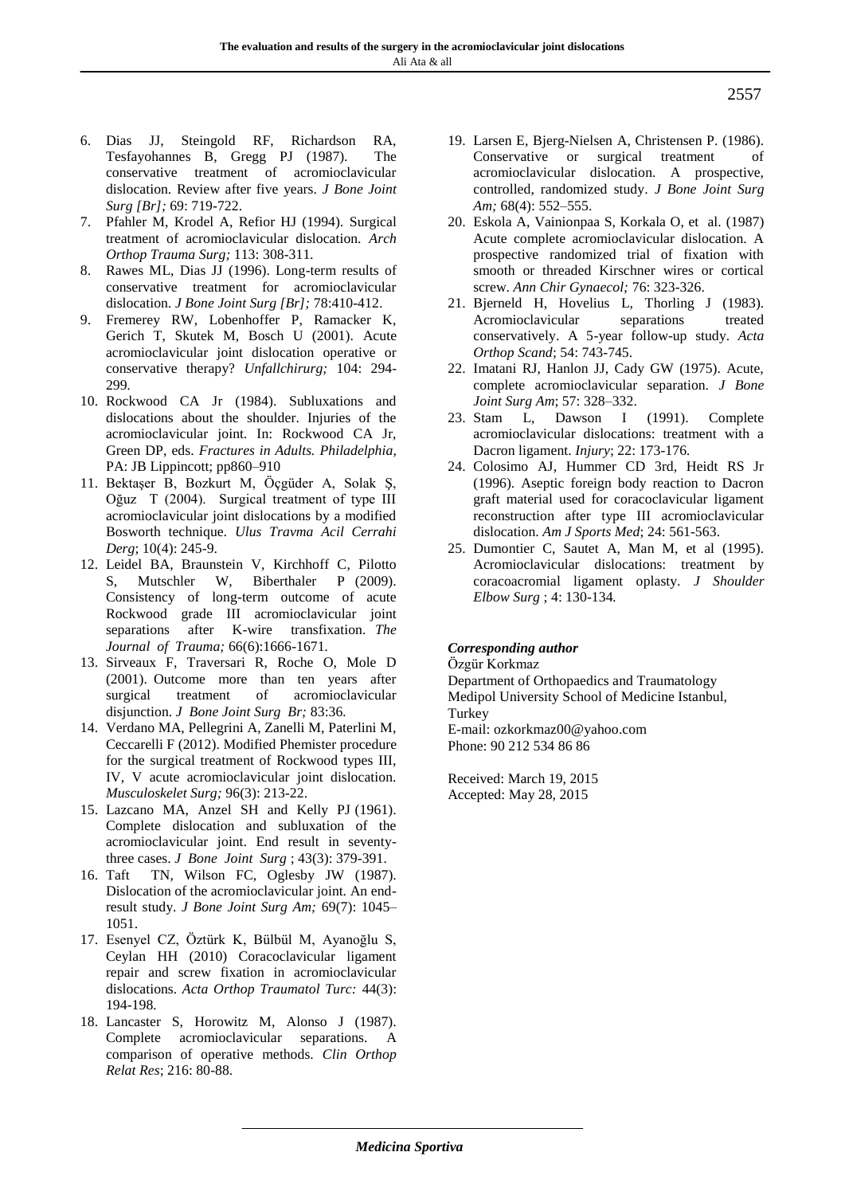6. Dias JJ, Steingold RF, Richardson RA, Tesfayohannes B, Gregg PJ (1987). The conservative treatment of acromioclavicular dislocation. Review after five years. *J Bone Joint Surg [Br];* 69: 719-722.
7. Pfahler M, Krodel A, Refior HJ (1994). Surgical treatment of acromioclavicular dislocation. *Arch Orthop Trauma Surg;* 113: 308-311.
8. Rawes ML, Dias JJ (1996). Long-term results of conservative treatment for acromioclavicular dislocation. *J Bone Joint Surg [Br];* 78:410-412.
9. Fremerey RW, Lobenhoffer P, Ramacker K, Gerich T, Skutek M, Bosch U (2001). Acute acromioclavicular joint dislocation operative or conservative therapy? *Unfallchirurg;* 104: 294-299.
10. Rockwood CA Jr (1984). Subluxations and dislocations about the shoulder. Injuries of the acromioclavicular joint. In: Rockwood CA Jr, Green DP, eds. *Fractures in Adults. Philadelphia,* PA: JB Lippincott; pp860–910
11. Bektaşer B, Bozkurt M, Öçgüder A, Solak Ş, Oğuz T (2004). Surgical treatment of type III acromioclavicular joint dislocations by a modified Bosworth technique. *Ulus Travma Acil Cerrahi Derg*; 10(4): 245-9.
12. Leidel BA, Braunstein V, Kirchhoff C, Pilotto S, Mutschler W, Biberthaler P (2009). Consistency of long-term outcome of acute Rockwood grade III acromioclavicular joint separations after K-wire transfixation. *The Journal of Trauma;* 66(6):1666-1671.
13. Sirveaux F, Traversari R, Roche O, Mole D (2001). Outcome more than ten years after surgical treatment of acromioclavicular disjunction. *J Bone Joint Surg Br;* 83:36.
14. Verdano MA, Pellegrini A, Zanelli M, Paterlini M, Ceccarelli F (2012). Modified Phemister procedure for the surgical treatment of Rockwood types III, IV, V acute acromioclavicular joint dislocation. *Musculoskelet Surg;* 96(3): 213-22.
15. Lazcano MA, Anzel SH and Kelly PJ (1961). Complete dislocation and subluxation of the acromioclavicular joint. End result in seventy-three cases. *J Bone Joint Surg* ; 43(3): 379-391.
16. Taft TN, Wilson FC, Oglesby JW (1987). Dislocation of the acromioclavicular joint. An end-result study. *J Bone Joint Surg Am;* 69(7): 1045–1051.
17. Esenyel CZ, Öztürk K, Bülbül M, Ayanoğlu S, Ceylan HH (2010) Coracoclavicular ligament repair and screw fixation in acromioclavicular dislocations. *Acta Orthop Traumatol Turc:* 44(3): 194-198.
18. Lancaster S, Horowitz M, Alonso J (1987). Complete acromioclavicular separations. A comparison of operative methods. *Clin Orthop Relat Res*; 216: 80-88.
19. Larsen E, Bjerg-Nielsen A, Christensen P. (1986). Conservative or surgical treatment of acromioclavicular dislocation. A prospective, controlled, randomized study. *J Bone Joint Surg Am;* 68(4): 552–555.
20. Eskola A, Vainionpaa S, Korkala O, et al. (1987) Acute complete acromioclavicular dislocation. A prospective randomized trial of fixation with smooth or threaded Kirschner wires or cortical screw. *Ann Chir Gynaecol;* 76: 323-326.
21. Bjerneld H, Hovelius L, Thorling J (1983). Acromioclavicular separations treated conservatively. A 5-year follow-up study. *Acta Orthop Scand*; 54: 743-745.
22. Imatani RJ, Hanlon JJ, Cady GW (1975). Acute, complete acromioclavicular separation. *J Bone Joint Surg Am*; 57: 328–332.
23. Stam L, Dawson I (1991). Complete acromioclavicular dislocations: treatment with a Dacron ligament. *Injury*; 22: 173-176.
24. Colosimo AJ, Hummer CD 3rd, Heidt RS Jr (1996). Aseptic foreign body reaction to Dacron graft material used for coracoclavicular ligament reconstruction after type III acromioclavicular dislocation. *Am J Sports Med*; 24: 561-563.
25. Dumontier C, Sautet A, Man M, et al (1995). Acromioclavicular dislocations: treatment by coracoacromial ligament oplasty. *J Shoulder Elbow Surg* ; 4: 130-134.

***Corresponding author***

Özgür Korkmaz
Department of Orthopaedics and Traumatology
Medipol University School of Medicine Istanbul, Turkey
E-mail: ozkorkmaz00@yahoo.com
Phone: 90 212 534 86 86

Received: March 19, 2015
Accepted: May 28, 2015